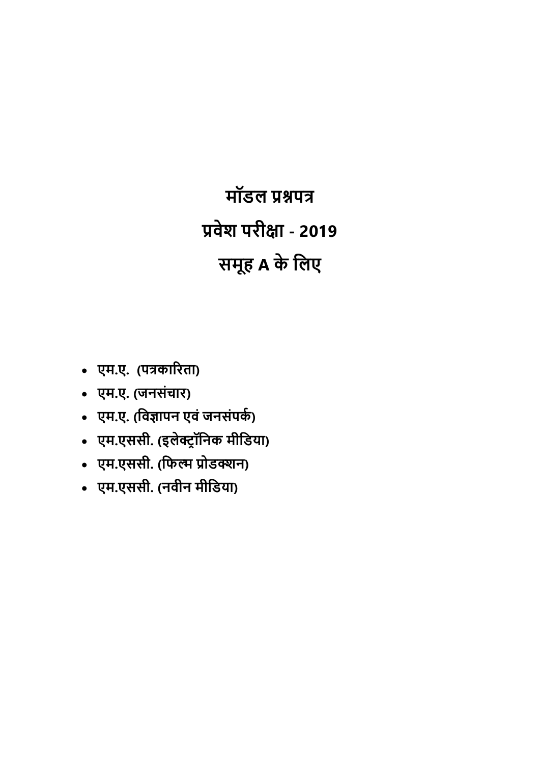# मॉडल प्रश्नपत्र

# प्रवेश परीक्षा - 2019

# समूह A के लिए

- **एम.ए. (पत्रकारिता)**
- **एम.ए. (जनसंचार)**
- **एम.ए. (विज्ञापन एवं जनसंपर्क)**
- **एम.एससी. (इलेक्ट्रॉनिक मीडिया)**
- **एम.एससी. (फिल्म प्रोडक्शन)**
- **एम.एससी. (नवीन मीडिया)**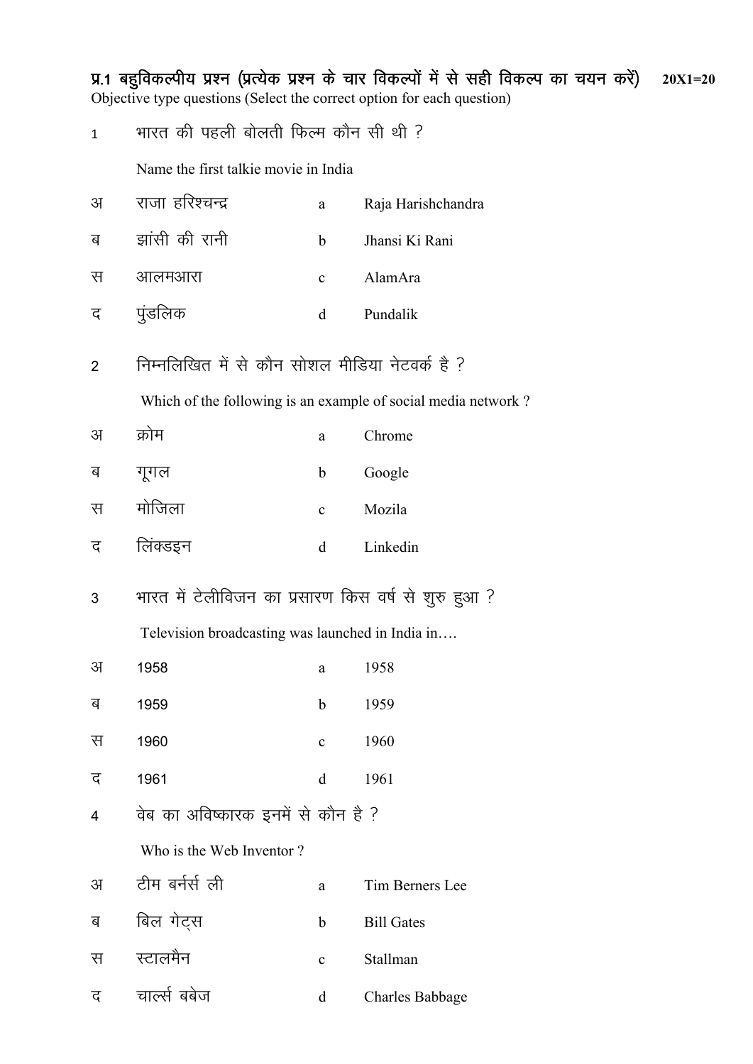**प्र.1 बहुविकल्पीय प्रश्न (प्रत्येक प्रश्न के चार विकल्पों में से सही विकल्प का चयन करें)** **20X1=20**

Objective type questions (Select the correct option for each question)

1 भारत की पहली बोलती फिल्म कौन सी थी ?

Name the first talkie movie in India

| | | | |
|---|---|---|---|
| अ | राजा हरिश्चन्द्र | a | Raja Harishchandra |
| ब | झांसी की रानी | b | Jhansi Ki Rani |
| स | आलमआरा | c | AlamAra |
| द | पुंडलिक | d | Pundalik |

2 निम्नलिखित में से कौन सोशल मीडिया नेटवर्क है ?

Which of the following is an example of social media network ?

| | | | |
|---|---|---|---|
| अ | क्रोम | a | Chrome |
| ब | गूगल | b | Google |
| स | मोजिला | c | Mozila |
| द | लिंक्डइन | d | Linkedin |

3 भारत में टेलीविजन का प्रसारण किस वर्ष से शुरु हुआ ?

Television broadcasting was launched in India in….

| | | | |
|---|---|---|---|
| अ | 1958 | a | 1958 |
| ब | 1959 | b | 1959 |
| स | 1960 | c | 1960 |
| द | 1961 | d | 1961 |

4 वेब का अविष्कारक इनमें से कौन है ?

Who is the Web Inventor ?

| | | | |
|---|---|---|---|
| अ | टीम बर्नर्स ली | a | Tim Berners Lee |
| ब | बिल गेट्स | b | Bill Gates |
| स | स्टालमैन | c | Stallman |
| द | चार्ल्स बबेज | d | Charles Babbage |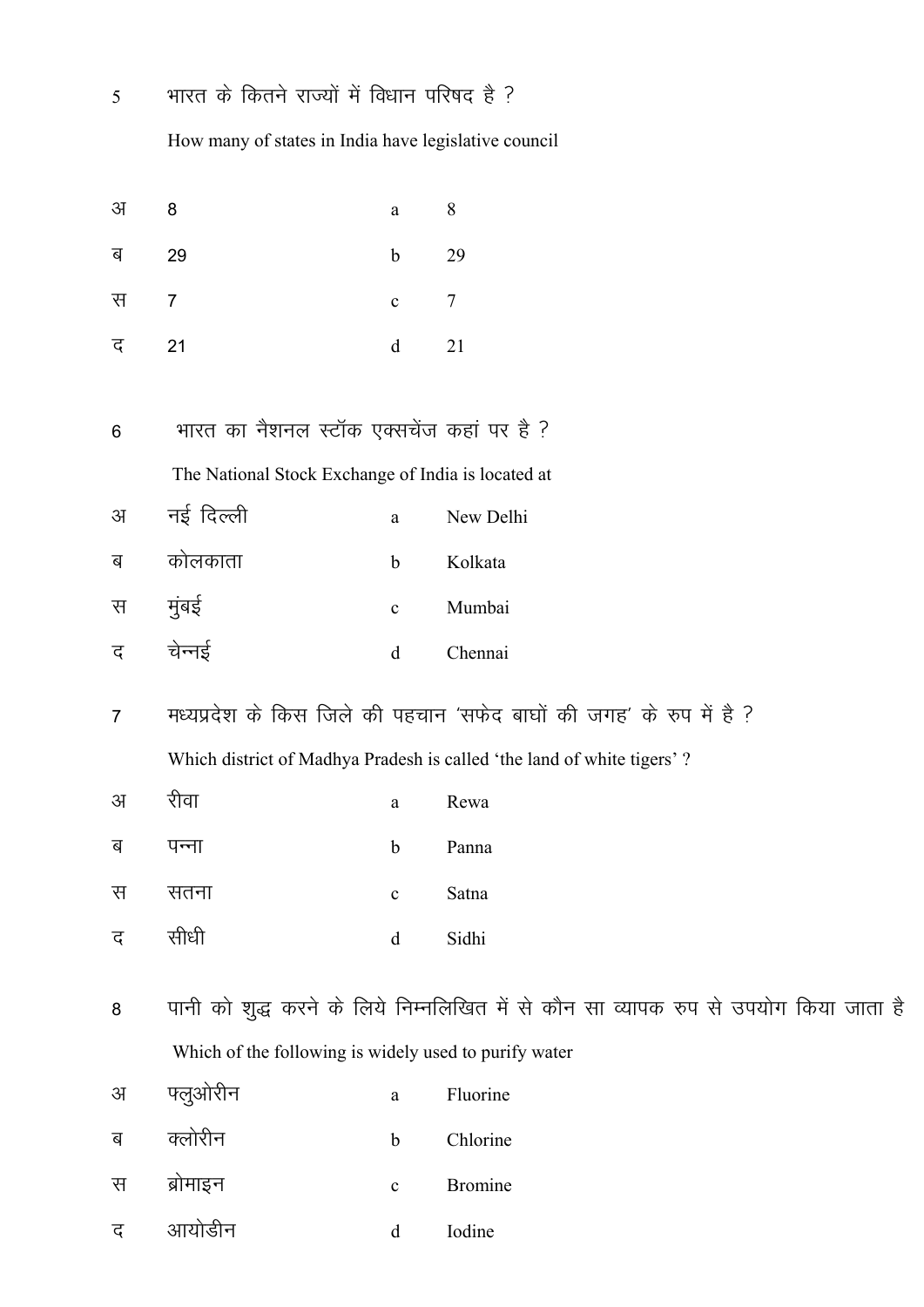5 भारत के कितने राज्यों में विधान परिषद है ?

How many of states in India have legislative council

| | | | |
|---|---|---|---|
| अ | 8 | a | 8 |
| ब | 29 | b | 29 |
| स | 7 | c | 7 |
| द | 21 | d | 21 |

6 भारत का नैशनल स्टॉक एक्सचेंज कहां पर है ?

The National Stock Exchange of India is located at

| | | | |
|---|---|---|---|
| अ | नई दिल्ली | a | New Delhi |
| ब | कोलकाता | b | Kolkata |
| स | मुंबई | c | Mumbai |
| द | चेन्नई | d | Chennai |

7 मध्यप्रदेश के किस जिले की पहचान 'सफेद बाघों की जगह' के रुप में है ?

Which district of Madhya Pradesh is called 'the land of white tigers' ?

| | | | |
|---|---|---|---|
| अ | रीवा | a | Rewa |
| ब | पन्ना | b | Panna |
| स | सतना | c | Satna |
| द | सीधी | d | Sidhi |

8 पानी को शुद्ध करने के लिये निम्नलिखित में से कौन सा व्यापक रुप से उपयोग किया जाता है

Which of the following is widely used to purify water

| | | | |
|---|---|---|---|
| अ | फ्लुओरीन | a | Fluorine |
| ब | क्लोरीन | b | Chlorine |
| स | ब्रोमाइन | c | Bromine |
| द | आयोडीन | d | Iodine |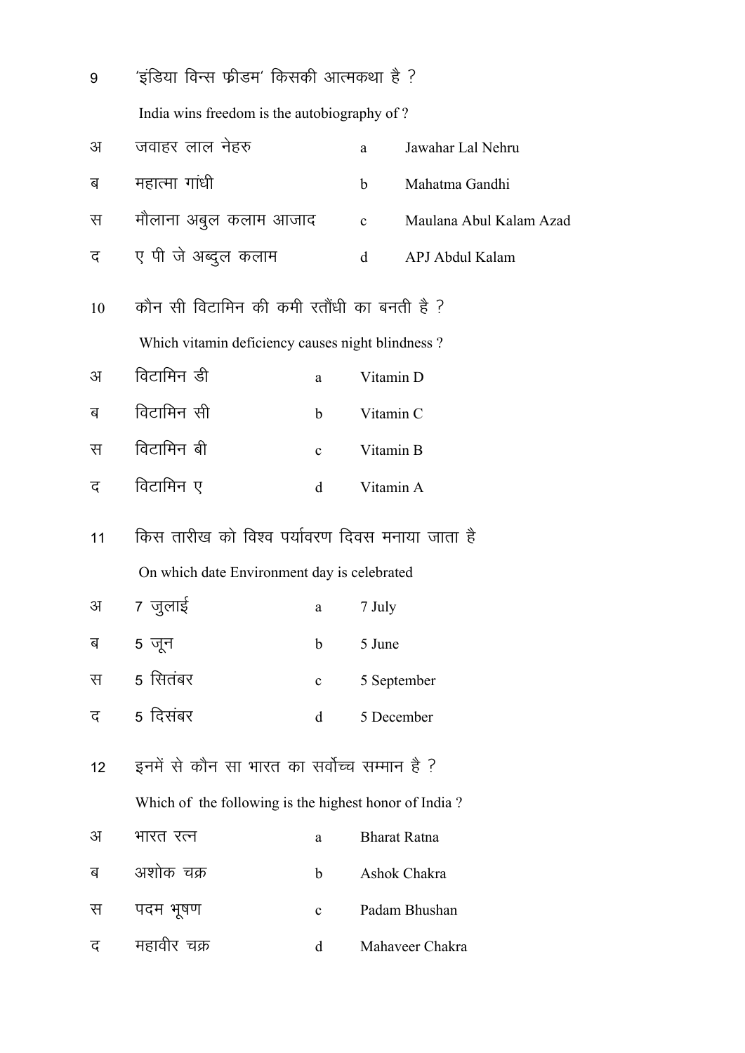9 ‘इंडिया विन्स फ्रीडम’ किसकी आत्मकथा है ?

India wins freedom is the autobiography of ?

| | | | |
|---|---|---|---|
| अ | जवाहर लाल नेहरु | a | Jawahar Lal Nehru |
| ब | महात्मा गांधी | b | Mahatma Gandhi |
| स | मौलाना अबुल कलाम आजाद | c | Maulana Abul Kalam Azad |
| द | ए पी जे अब्दुल कलाम | d | APJ Abdul Kalam |

10 कौन सी विटामिन की कमी रतौंधी का बनती है ?

Which vitamin deficiency causes night blindness ?

| | | | |
|---|---|---|---|
| अ | विटामिन डी | a | Vitamin D |
| ब | विटामिन सी | b | Vitamin C |
| स | विटामिन बी | c | Vitamin B |
| द | विटामिन ए | d | Vitamin A |

11 किस तारीख को विश्व पर्यावरण दिवस मनाया जाता है

On which date Environment day is celebrated

| | | | |
|---|---|---|---|
| अ | 7 जुलाई | a | 7 July |
| ब | 5 जून | b | 5 June |
| स | 5 सितंबर | c | 5 September |
| द | 5 दिसंबर | d | 5 December |

12 इनमें से कौन सा भारत का सर्वोच्च सम्मान है ?

Which of the following is the highest honor of India ?

| | | | |
|---|---|---|---|
| अ | भारत रत्न | a | Bharat Ratna |
| ब | अशोक चक्र | b | Ashok Chakra |
| स | पदम भूषण | c | Padam Bhushan |
| द | महावीर चक्र | d | Mahaveer Chakra |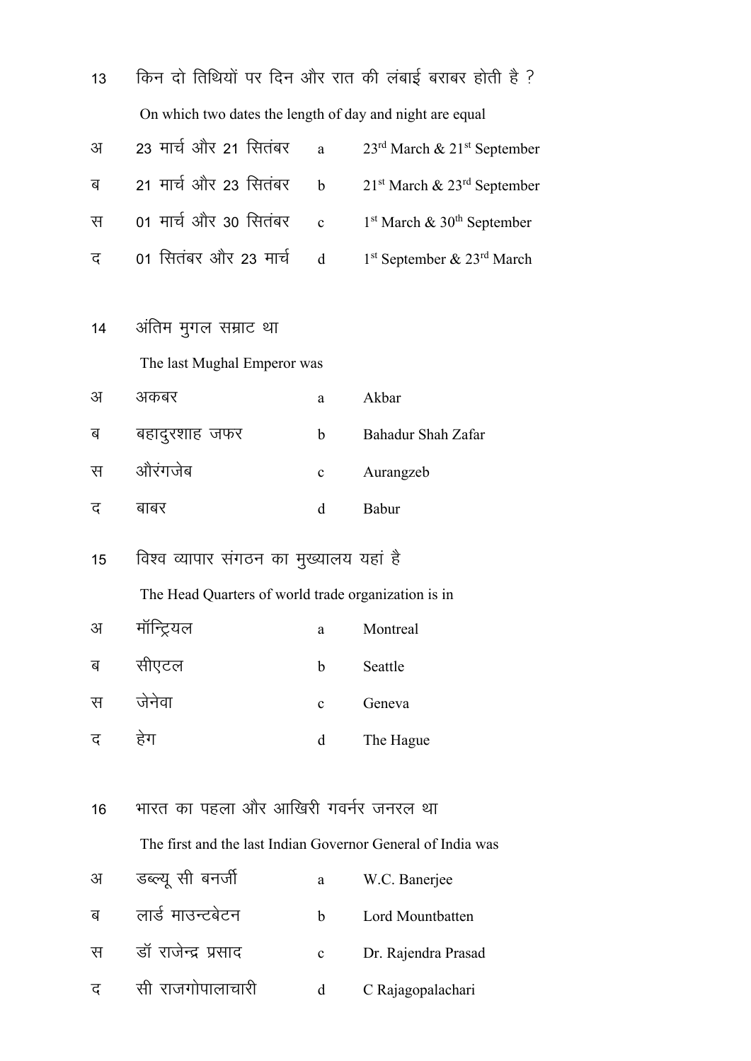13 किन दो तिथियों पर दिन और रात की लंबाई बराबर होती है ?

On which two dates the length of day and night are equal

| | | | |
|---|---|---|---|
| अ | 23 मार्च और 21 सितंबर | a | 23rd March & 21st September |
| ब | 21 मार्च और 23 सितंबर | b | 21st March & 23rd September |
| स | 01 मार्च और 30 सितंबर | c | 1st March & 30th September |
| द | 01 सितंबर और 23 मार्च | d | 1st September & 23rd March |

14 अंतिम मुगल सम्राट था

The last Mughal Emperor was

| | | | |
|---|---|---|---|
| अ | अकबर | a | Akbar |
| ब | बहादुरशाह जफर | b | Bahadur Shah Zafar |
| स | औरंगजेब | c | Aurangzeb |
| द | बाबर | d | Babur |

15 विश्व व्यापार संगठन का मुख्यालय यहां है

The Head Quarters of world trade organization is in

| | | | |
|---|---|---|---|
| अ | मॉन्ट्रियल | a | Montreal |
| ब | सीएटल | b | Seattle |
| स | जेनेवा | c | Geneva |
| द | हेग | d | The Hague |

16 भारत का पहला और आखिरी गवर्नर जनरल था

The first and the last Indian Governor General of India was

| | | | |
|---|---|---|---|
| अ | डब्ल्यू सी बनर्जी | a | W.C. Banerjee |
| ब | लार्ड माउन्टबेटन | b | Lord Mountbatten |
| स | डॉ राजेन्द्र प्रसाद | c | Dr. Rajendra Prasad |
| द | सी राजगोपालाचारी | d | C Rajagopalachari |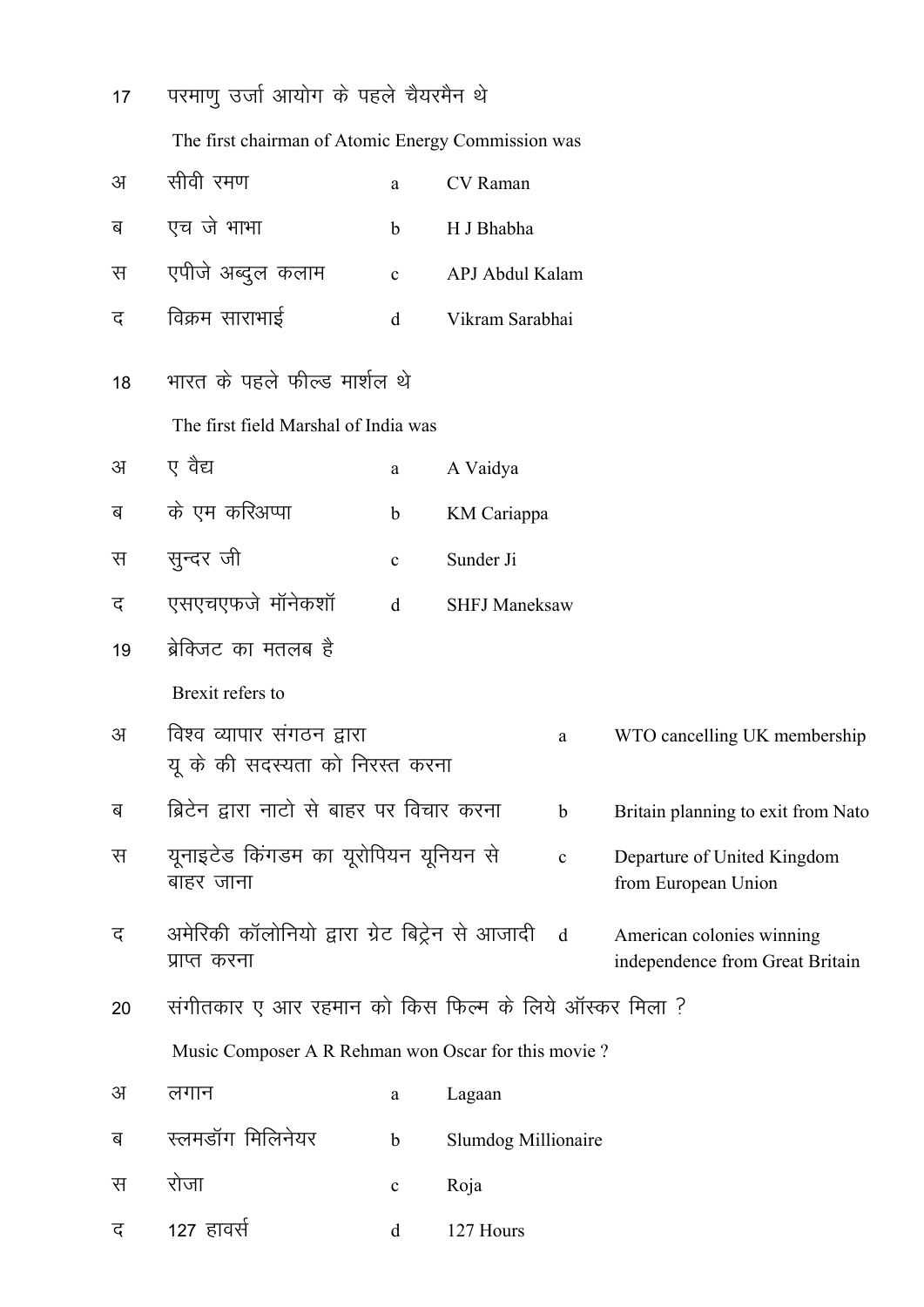17 परमाणु उर्जा आयोग के पहले चैयरमैन थे

The first chairman of Atomic Energy Commission was

| | | | |
|---|---|---|---|
| अ | सीवी रमण | a | CV Raman |
| ब | एच जे भाभा | b | H J Bhabha |
| स | एपीजे अब्दुल कलाम | c | APJ Abdul Kalam |
| द | विक्रम साराभाई | d | Vikram Sarabhai |

18 भारत के पहले फील्ड मार्शल थे

The first field Marshal of India was

| | | | |
|---|---|---|---|
| अ | ए वैद्य | a | A Vaidya |
| ब | के एम करिअप्पा | b | KM Cariappa |
| स | सुन्दर जी | c | Sunder Ji |
| द | एसएचएफजे मॉनेकशॉ | d | SHFJ Maneksaw |

19 ब्रेक्जिट का मतलब है

Brexit refers to

| | | | |
|---|---|---|---|
| अ | विश्व व्यापार संगठन द्वारा यू के की सदस्यता को निरस्त करना | a | WTO cancelling UK membership |
| ब | ब्रिटेन द्वारा नाटो से बाहर पर विचार करना | b | Britain planning to exit from Nato |
| स | यूनाइटेड किंगडम का यूरोपियन यूनियन से बाहर जाना | c | Departure of United Kingdom from European Union |
| द | अमेरिकी कॉलोनियो द्वारा ग्रेट बिट्रेन से आजादी प्राप्त करना | d | American colonies winning independence from Great Britain |

20 संगीतकार ए आर रहमान को किस फिल्म के लिये ऑस्कर मिला ?

Music Composer A R Rehman won Oscar for this movie ?

| | | | |
|---|---|---|---|
| अ | लगान | a | Lagaan |
| ब | स्लमडॉग मिलिनेयर | b | Slumdog Millionaire |
| स | रोजा | c | Roja |
| द | 127 हावर्स | d | 127 Hours |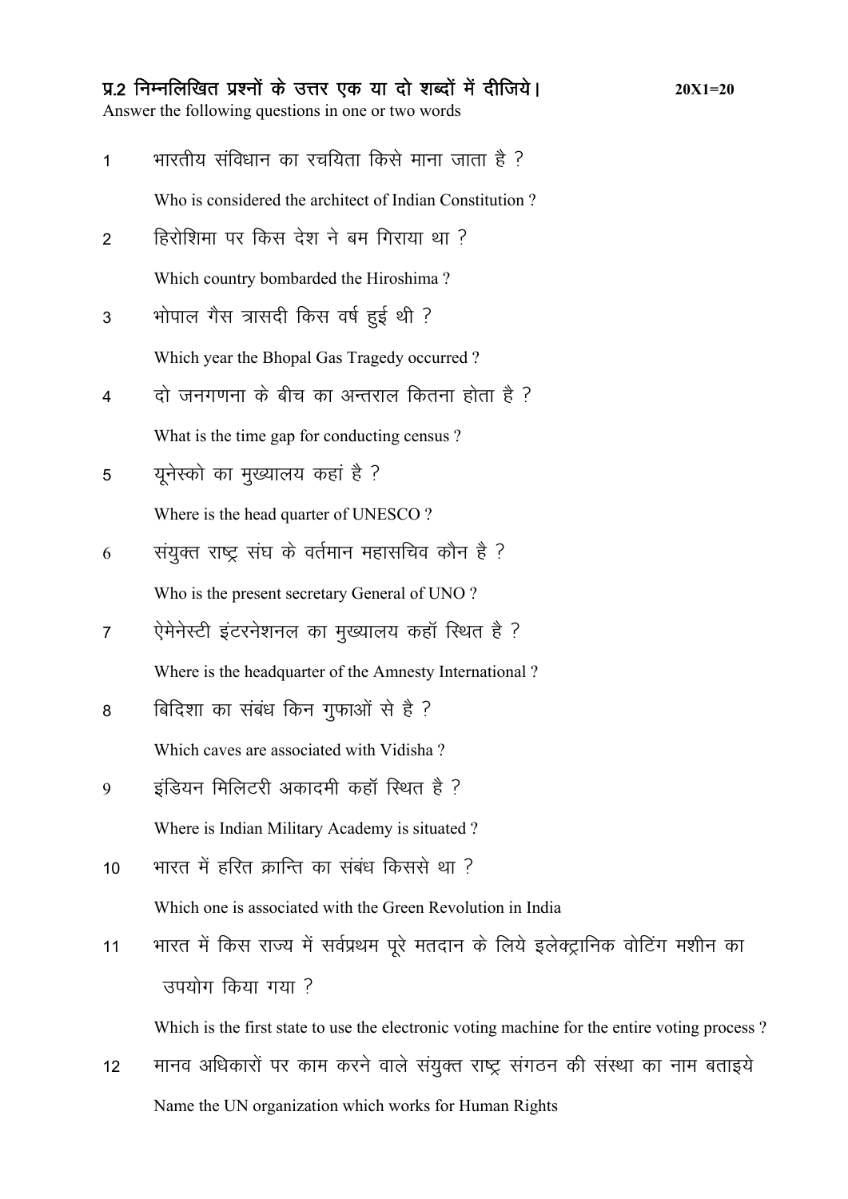**प्र.2 निम्नलिखित प्रश्नों के उत्तर एक या दो शब्दों में दीजिये।** **20X1=20**

Answer the following questions in one or two words

1. भारतीय संविधान का रचयिता किसे माना जाता है ?

   Who is considered the architect of Indian Constitution ?

2. हिरोशिमा पर किस देश ने बम गिराया था ?

   Which country bombarded the Hiroshima ?

3. भोपाल गैस त्रासदी किस वर्ष हुई थी ?

   Which year the Bhopal Gas Tragedy occurred ?

4. दो जनगणना के बीच का अन्तराल कितना होता है ?

   What is the time gap for conducting census ?

5. यूनेस्को का मुख्यालय कहां है ?

   Where is the head quarter of UNESCO ?

6. संयुक्त राष्ट्र संघ के वर्तमान महासचिव कौन है ?

   Who is the present secretary General of UNO ?

7. ऐमेनेस्टी इंटरनेशनल का मुख्यालय कहॉ स्थित है ?

   Where is the headquarter of the Amnesty International ?

8. बिदिशा का संबंध किन गुफाओं से है ?

   Which caves are associated with Vidisha ?

9. इंडियन मिलिटरी अकादमी कहॉ स्थित है ?

   Where is Indian Military Academy is situated ?

10. भारत में हरित क्रान्ति का संबंध किससे था ?

    Which one is associated with the Green Revolution in India

11. भारत में किस राज्य में सर्वप्रथम पूरे मतदान के लिये इलेक्ट्रानिक वोटिंग मशीन का उपयोग किया गया ?

    Which is the first state to use the electronic voting machine for the entire voting process ?

12. मानव अधिकारों पर काम करने वाले संयुक्त राष्ट्र संगठन की संस्था का नाम बताइये

    Name the UN organization which works for Human Rights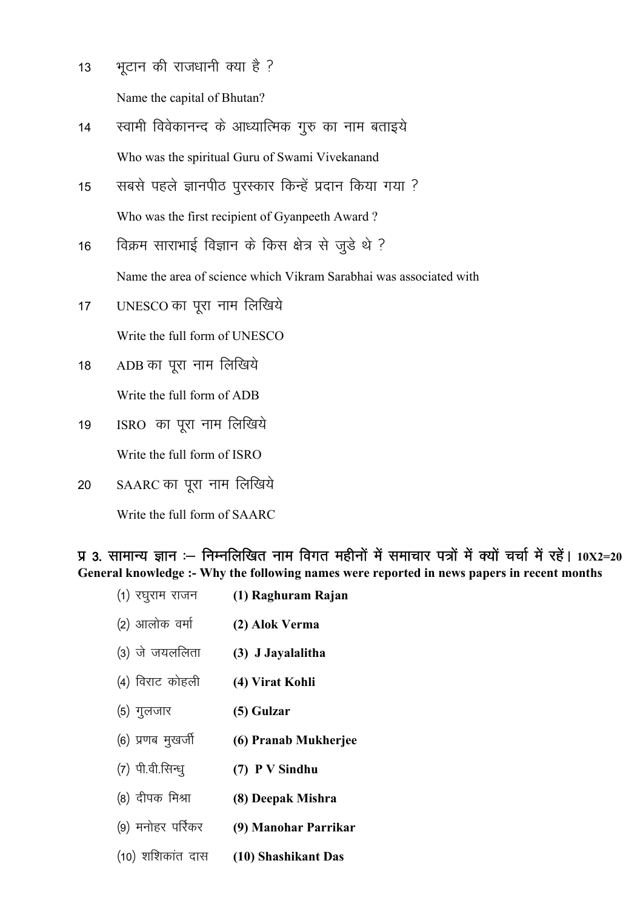13 भूटान की राजधानी क्या है ?

Name the capital of Bhutan?

14 स्वामी विवेकानन्द के आध्यात्मिक गुरु का नाम बताइये

Who was the spiritual Guru of Swami Vivekanand

15 सबसे पहले ज्ञानपीठ पुरस्कार किन्हें प्रदान किया गया ?

Who was the first recipient of Gyanpeeth Award ?

16 विक्रम साराभाई विज्ञान के किस क्षेत्र से जुडे थे ?

Name the area of science which Vikram Sarabhai was associated with

17 UNESCO का पूरा नाम लिखिये

Write the full form of UNESCO

18 ADB का पूरा नाम लिखिये

Write the full form of ADB

19 ISRO का पूरा नाम लिखिये

Write the full form of ISRO

20 SAARC का पूरा नाम लिखिये

Write the full form of SAARC

**प्र 3. सामान्य ज्ञान :– निम्नलिखित नाम विगत महीनों में समाचार पत्रों में क्यों चर्चा में रहें। 10X2=20**
**General knowledge :- Why the following names were reported in news papers in recent months**

(1) रघुराम राजन **(1) Raghuram Rajan**

(2) आलोक वर्मा **(2) Alok Verma**

(3) जे जयललिता **(3) J Jayalalitha**

(4) विराट कोहली **(4) Virat Kohli**

(5) गुलजार **(5) Gulzar**

(6) प्रणब मुखर्जी **(6) Pranab Mukherjee**

(7) पी.वी.सिन्धु **(7) P V Sindhu**

(8) दीपक मिश्रा **(8) Deepak Mishra**

(9) मनोहर पर्रिकर **(9) Manohar Parrikar**

(10) शशिकांत दास **(10) Shashikant Das**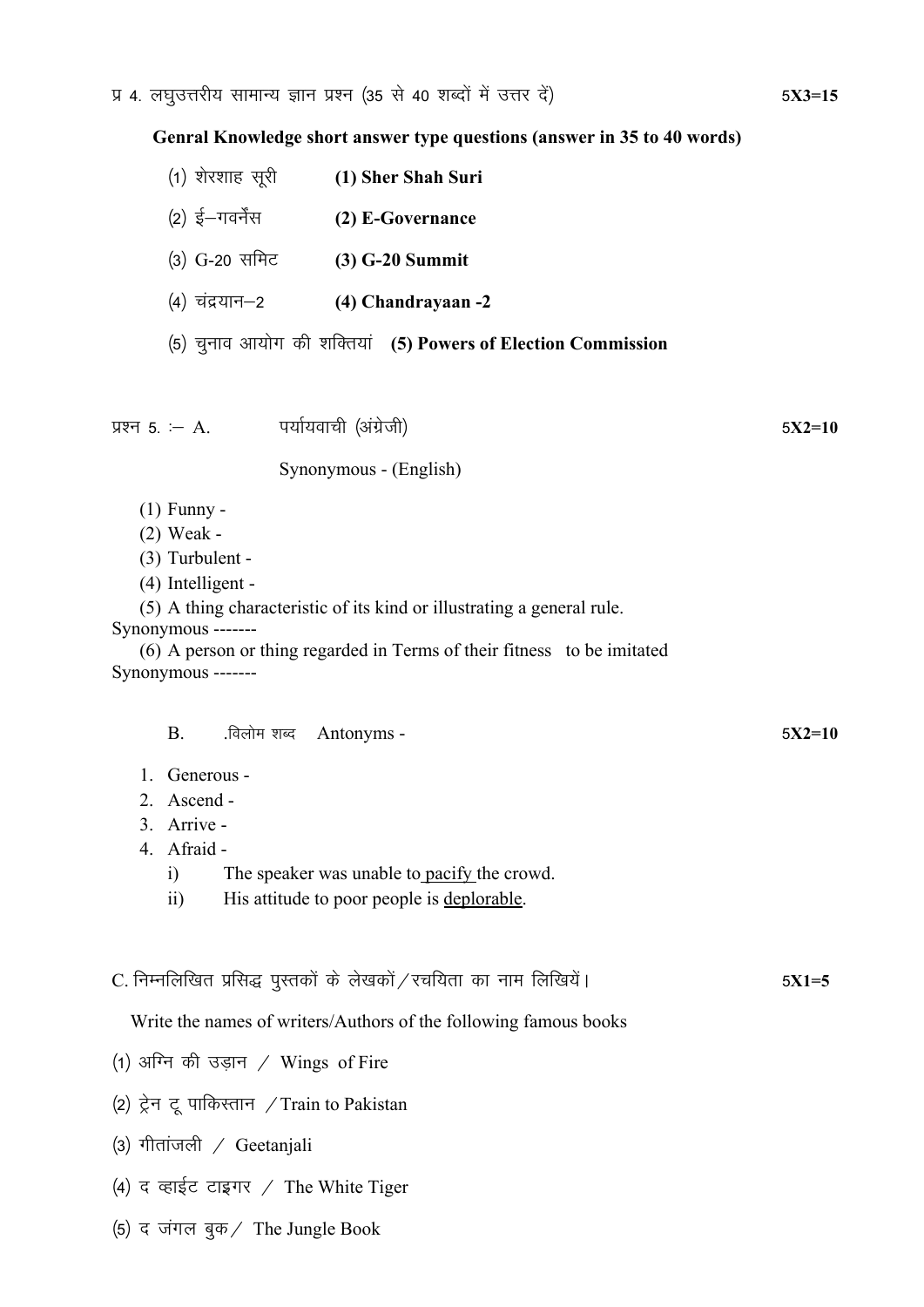प्र 4. लघुउत्तरीय सामान्य ज्ञान प्रश्न (35 से 40 शब्दों में उत्तर दें) **5X3=15**

**Genral Knowledge short answer type questions (answer in 35 to 40 words)**

(1) शेरशाह सूरी **(1) Sher Shah Suri**

(2) ई–गवर्नेंस **(2) E-Governance**

(3) G-20 समिट **(3) G-20 Summit**

(4) चंद्रयान–2 **(4) Chandrayaan -2**

(5) चुनाव आयोग की शक्तियां **(5) Powers of Election Commission**

प्रश्न 5. :– A. पर्यायवाची (अंग्रेजी) **5X2=10**

Synonymous - (English)

(1) Funny -
(2) Weak -
(3) Turbulent -
(4) Intelligent -
(5) A thing characteristic of its kind or illustrating a general rule.
Synonymous -------
(6) A person or thing regarded in Terms of their fitness to be imitated
Synonymous -------

B. .विलोम शब्द Antonyms - **5X2=10**

1. Generous -
2. Ascend -
3. Arrive -
4. Afraid -
   i) The speaker was unable to <u>pacify</u> the crowd.
   ii) His attitude to poor people is <u>deplorable</u>.

C. निम्नलिखित प्रसिद्ध पुस्तकों के लेखकों/रचयिता का नाम लिखियें। **5X1=5**

Write the names of writers/Authors of the following famous books

(1) अग्नि की उड़ान / Wings of Fire

(2) ट्रेन टू पाकिस्तान /Train to Pakistan

(3) गीतांजली / Geetanjali

(4) द व्हाईट टाइगर / The White Tiger

(5) द जंगल बुक/ The Jungle Book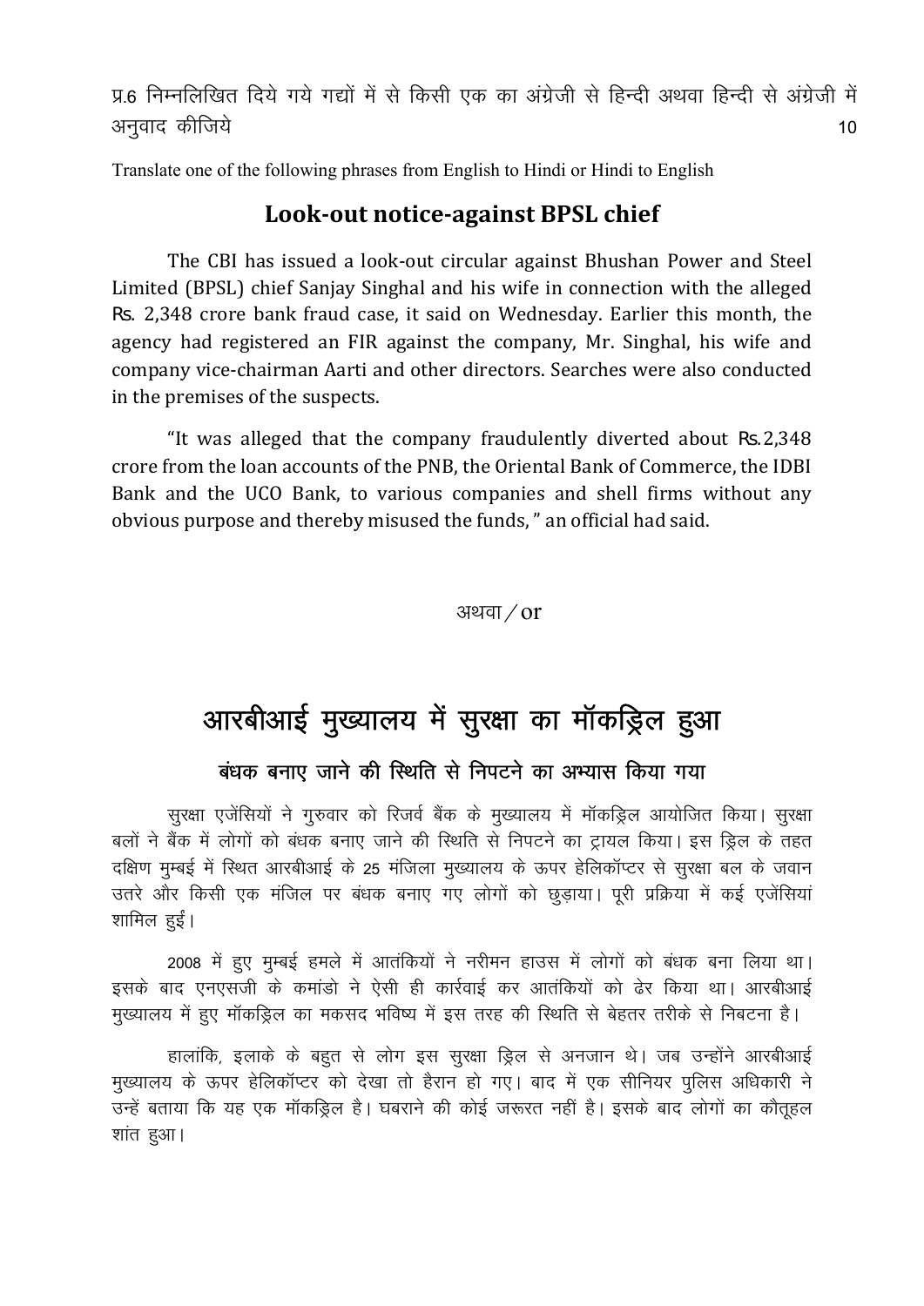प्र.6 निम्नलिखित दिये गये गद्यों में से किसी एक का अंग्रेजी से हिन्दी अथवा हिन्दी से अंग्रेजी में अनुवाद कीजिये 10

Translate one of the following phrases from English to Hindi or Hindi to English

## Look-out notice-against BPSL chief

The CBI has issued a look-out circular against Bhushan Power and Steel Limited (BPSL) chief Sanjay Singhal and his wife in connection with the alleged Rs. 2,348 crore bank fraud case, it said on Wednesday. Earlier this month, the agency had registered an FIR against the company, Mr. Singhal, his wife and company vice-chairman Aarti and other directors. Searches were also conducted in the premises of the suspects.

"It was alleged that the company fraudulently diverted about Rs.2,348 crore from the loan accounts of the PNB, the Oriental Bank of Commerce, the IDBI Bank and the UCO Bank, to various companies and shell firms without any obvious purpose and thereby misused the funds, " an official had said.

अथवा / or

# आरबीआई मुख्यालय में सुरक्षा का मॉकड्रिल हुआ

### बंधक बनाए जाने की स्थिति से निपटने का अभ्यास किया गया

सुरक्षा एजेंसियों ने गुरुवार को रिजर्व बैंक के मुख्यालय में मॉकड्रिल आयोजित किया। सुरक्षा बलों ने बैंक में लोगों को बंधक बनाए जाने की स्थिति से निपटने का ट्रायल किया। इस ड्रिल के तहत दक्षिण मुम्बई में स्थित आरबीआई के 25 मंजिला मुख्यालय के ऊपर हेलिकॉप्टर से सुरक्षा बल के जवान उतरे और किसी एक मंजिल पर बंधक बनाए गए लोगों को छुड़ाया। पूरी प्रक्रिया में कई एजेंसियां शामिल हुईं।

2008 में हुए मुम्बई हमले में आतंकियों ने नरीमन हाउस में लोगों को बंधक बना लिया था। इसके बाद एनएसजी के कमांडो ने ऐसी ही कार्रवाई कर आतंकियों को ढेर किया था। आरबीआई मुख्यालय में हुए मॉकड्रिल का मकसद भविष्य में इस तरह की स्थिति से बेहतर तरीके से निबटना है।

हालांकि, इलाके के बहुत से लोग इस सुरक्षा ड्रिल से अनजान थे। जब उन्होंने आरबीआई मुख्यालय के ऊपर हेलिकॉप्टर को देखा तो हैरान हो गए। बाद में एक सीनियर पुलिस अधिकारी ने उन्हें बताया कि यह एक मॉकड्रिल है। घबराने की कोई जरूरत नहीं है। इसके बाद लोगों का कौतूहल शांत हुआ।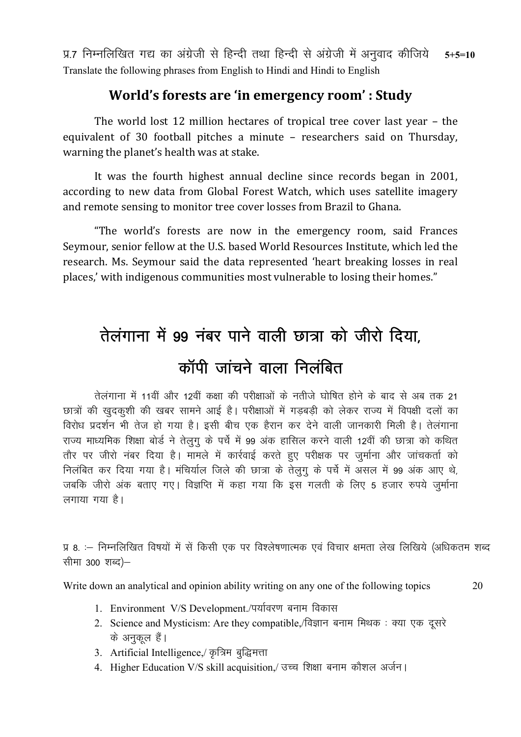प्र.7 निम्नलिखित गद्य का अंग्रेजी से हिन्दी तथा हिन्दी से अंग्रेजी में अनुवाद कीजिये **5+5=10**

Translate the following phrases from English to Hindi and Hindi to English

## World's forests are 'in emergency room' : Study

The world lost 12 million hectares of tropical tree cover last year – the equivalent of 30 football pitches a minute – researchers said on Thursday, warning the planet's health was at stake.

It was the fourth highest annual decline since records began in 2001, according to new data from Global Forest Watch, which uses satellite imagery and remote sensing to monitor tree cover losses from Brazil to Ghana.

"The world's forests are now in the emergency room, said Frances Seymour, senior fellow at the U.S. based World Resources Institute, which led the research. Ms. Seymour said the data represented 'heart breaking losses in real places,' with indigenous communities most vulnerable to losing their homes."

# तेलंगाना में 99 नंबर पाने वाली छात्रा को जीरो दिया, कॉपी जांचने वाला निलंबित

तेलंगाना में 11वीं और 12वीं कक्षा की परीक्षाओं के नतीजे घोषित होने के बाद से अब तक 21 छात्रों की खुदकुशी की खबर सामने आई है। परीक्षाओं में गड़बड़ी को लेकर राज्य में विपक्षी दलों का विरोध प्रदर्शन भी तेज हो गया है। इसी बीच एक हैरान कर देने वाली जानकारी मिली है। तेलंगाना राज्य माध्यमिक शिक्षा बोर्ड ने तेलुगु के पर्चे में 99 अंक हासिल करने वाली 12वीं की छात्रा को कथित तौर पर जीरो नंबर दिया है। मामले में कार्रवाई करते हुए परीक्षक पर जुर्माना और जांचकर्ता को निलंबित कर दिया गया है। मंचिर्याल जिले की छात्रा के तेलुगु के पर्चे में असल में 99 अंक आए थे, जबकि जीरो अंक बताए गए। विज्ञप्ति में कहा गया कि इस गलती के लिए 5 हजार रुपये जुर्माना लगाया गया है।

प्र 8. :– निम्नलिखित विषयों में सें किसी एक पर विश्लेषणात्मक एवं विचार क्षमता लेख लिखिये (अधिकतम शब्द सीमा 300 शब्द)–

Write down an analytical and opinion ability writing on any one of the following topics 20

1. Environment V/S Development./पर्यावरण बनाम विकास
2. Science and Mysticism: Are they compatible,/विज्ञान बनाम मिथक : क्या एक दूसरे के अनुकूल हैं।
3. Artificial Intelligence,/ कृत्रिम बुद्धिमत्ता
4. Higher Education V/S skill acquisition,/ उच्च शिक्षा बनाम कौशल अर्जन।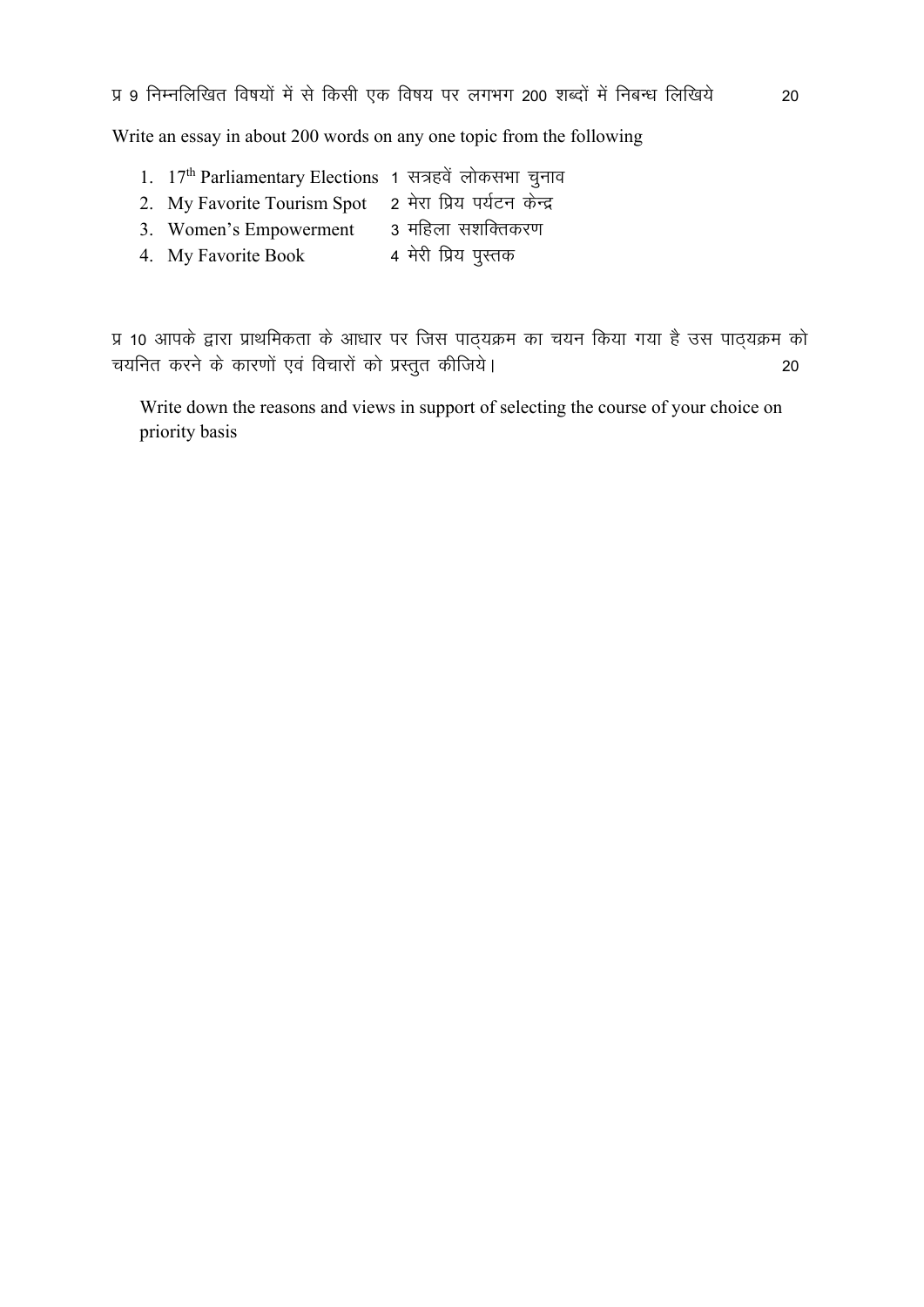प्र 9 निम्नलिखित विषयों में से किसी एक विषय पर लगभग 200 शब्दों में निबन्ध लिखिये 20

Write an essay in about 200 words on any one topic from the following

1. 17th Parliamentary Elections 1 सत्रहवें लोकसभा चुनाव
2. My Favorite Tourism Spot 2 मेरा प्रिय पर्यटन केन्द्र
3. Women's Empowerment 3 महिला सशक्तिकरण
4. My Favorite Book 4 मेरी प्रिय पुस्तक

प्र 10 आपके द्वारा प्राथमिकता के आधार पर जिस पाठ्यक्रम का चयन किया गया है उस पाठ्यक्रम को चयनित करने के कारणों एवं विचारों को प्रस्तुत कीजिये। 20

Write down the reasons and views in support of selecting the course of your choice on priority basis